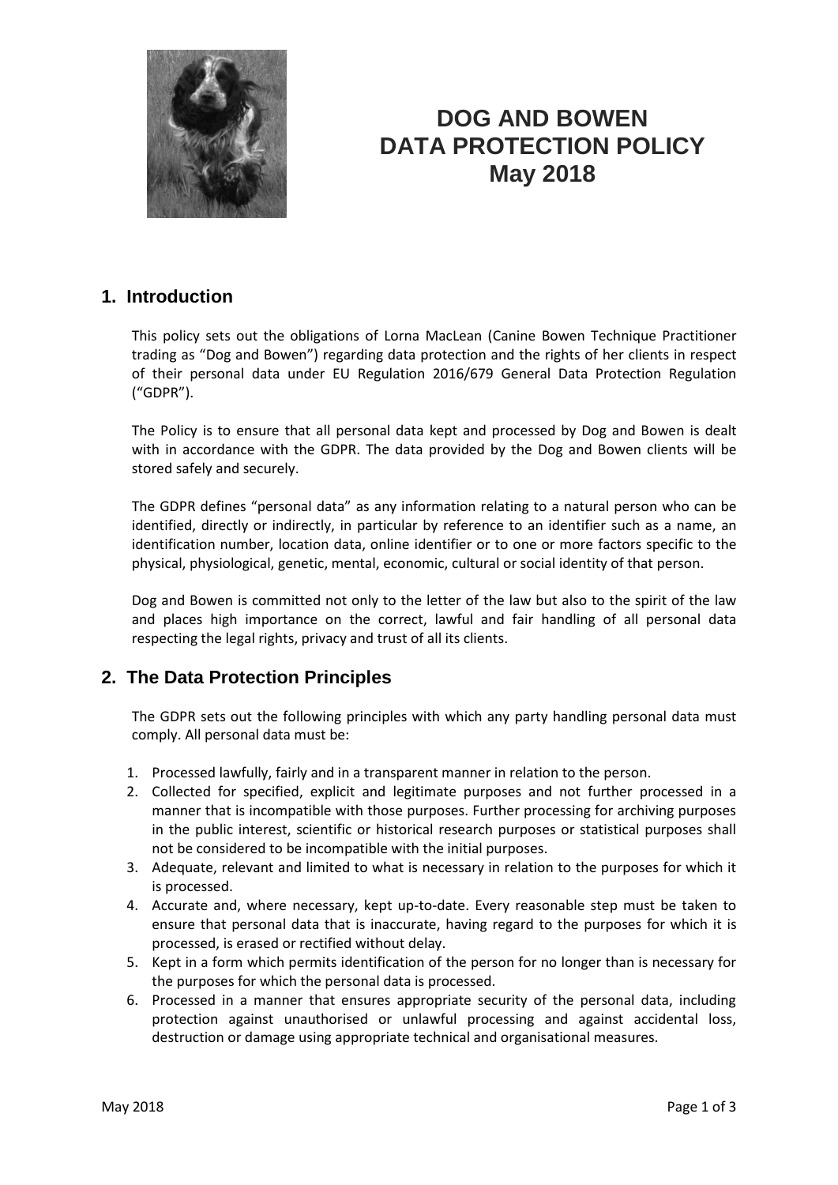# DOG AND BOWEN
# DATA PROTECTION POLICY
# May 2018

## 1. Introduction

This policy sets out the obligations of Lorna MacLean (Canine Bowen Technique Practitioner trading as "Dog and Bowen") regarding data protection and the rights of her clients in respect of their personal data under EU Regulation 2016/679 General Data Protection Regulation ("GDPR").

The Policy is to ensure that all personal data kept and processed by Dog and Bowen is dealt with in accordance with the GDPR. The data provided by the Dog and Bowen clients will be stored safely and securely.

The GDPR defines "personal data" as any information relating to a natural person who can be identified, directly or indirectly, in particular by reference to an identifier such as a name, an identification number, location data, online identifier or to one or more factors specific to the physical, physiological, genetic, mental, economic, cultural or social identity of that person.

Dog and Bowen is committed not only to the letter of the law but also to the spirit of the law and places high importance on the correct, lawful and fair handling of all personal data respecting the legal rights, privacy and trust of all its clients.

## 2. The Data Protection Principles

The GDPR sets out the following principles with which any party handling personal data must comply. All personal data must be:

1. Processed lawfully, fairly and in a transparent manner in relation to the person.
2. Collected for specified, explicit and legitimate purposes and not further processed in a manner that is incompatible with those purposes. Further processing for archiving purposes in the public interest, scientific or historical research purposes or statistical purposes shall not be considered to be incompatible with the initial purposes.
3. Adequate, relevant and limited to what is necessary in relation to the purposes for which it is processed.
4. Accurate and, where necessary, kept up-to-date. Every reasonable step must be taken to ensure that personal data that is inaccurate, having regard to the purposes for which it is processed, is erased or rectified without delay.
5. Kept in a form which permits identification of the person for no longer than is necessary for the purposes for which the personal data is processed.
6. Processed in a manner that ensures appropriate security of the personal data, including protection against unauthorised or unlawful processing and against accidental loss, destruction or damage using appropriate technical and organisational measures.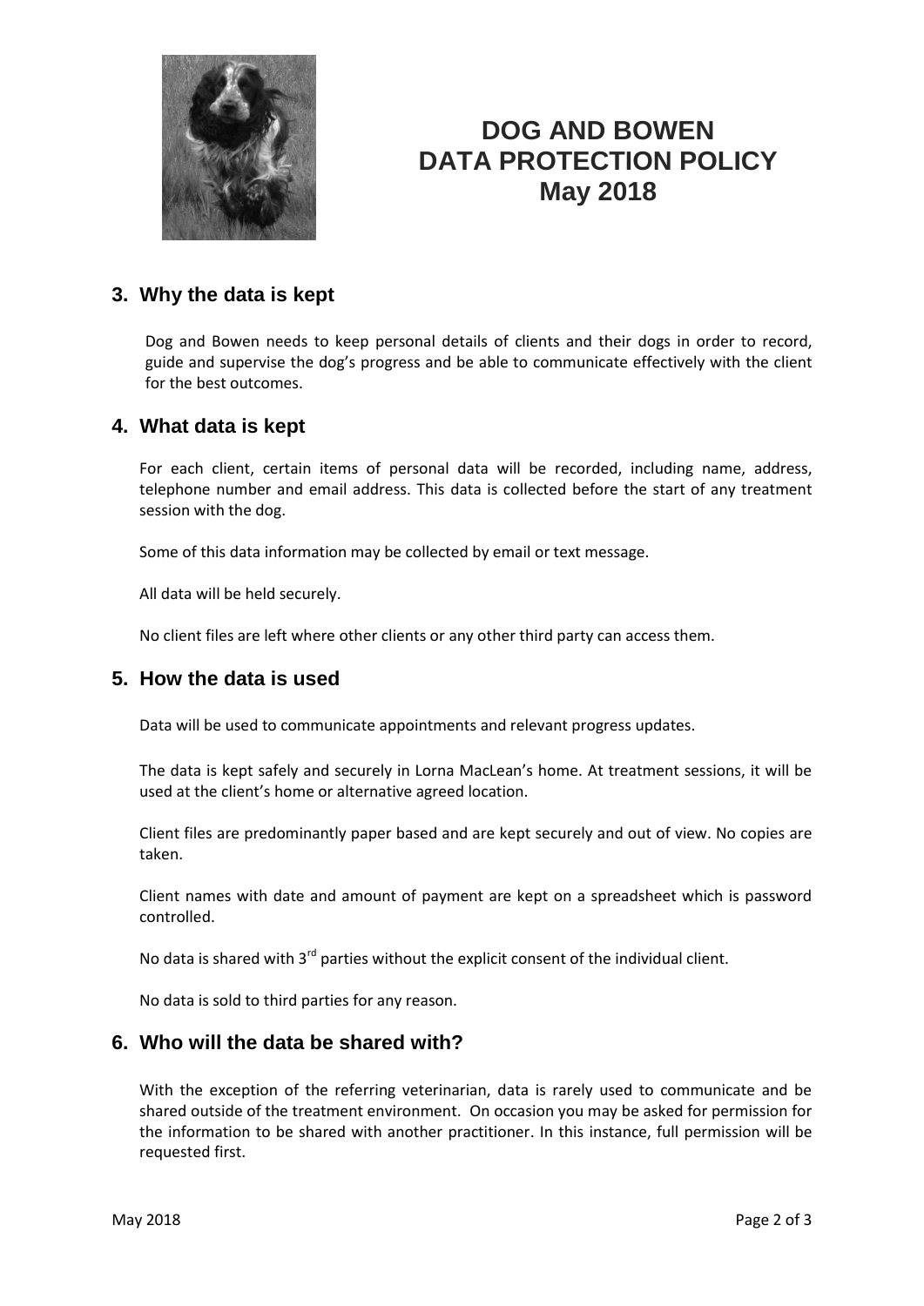# DOG AND BOWEN
# DATA PROTECTION POLICY
# May 2018

## 3. Why the data is kept

Dog and Bowen needs to keep personal details of clients and their dogs in order to record, guide and supervise the dog's progress and be able to communicate effectively with the client for the best outcomes.

## 4. What data is kept

For each client, certain items of personal data will be recorded, including name, address, telephone number and email address. This data is collected before the start of any treatment session with the dog.

Some of this data information may be collected by email or text message.

All data will be held securely.

No client files are left where other clients or any other third party can access them.

## 5. How the data is used

Data will be used to communicate appointments and relevant progress updates.

The data is kept safely and securely in Lorna MacLean's home. At treatment sessions, it will be used at the client's home or alternative agreed location.

Client files are predominantly paper based and are kept securely and out of view. No copies are taken.

Client names with date and amount of payment are kept on a spreadsheet which is password controlled.

No data is shared with 3rd parties without the explicit consent of the individual client.

No data is sold to third parties for any reason.

## 6. Who will the data be shared with?

With the exception of the referring veterinarian, data is rarely used to communicate and be shared outside of the treatment environment. On occasion you may be asked for permission for the information to be shared with another practitioner. In this instance, full permission will be requested first.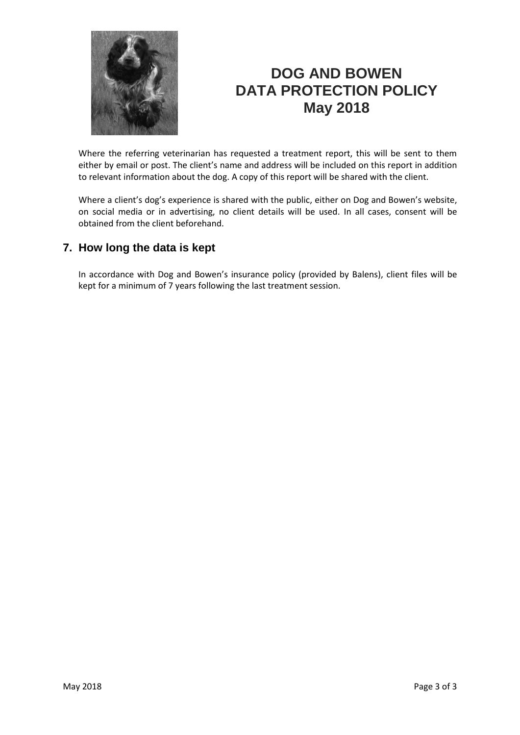# DOG AND BOWEN DATA PROTECTION POLICY May 2018

Where the referring veterinarian has requested a treatment report, this will be sent to them either by email or post. The client's name and address will be included on this report in addition to relevant information about the dog. A copy of this report will be shared with the client.

Where a client's dog's experience is shared with the public, either on Dog and Bowen's website, on social media or in advertising, no client details will be used. In all cases, consent will be obtained from the client beforehand.

## 7. How long the data is kept

In accordance with Dog and Bowen's insurance policy (provided by Balens), client files will be kept for a minimum of 7 years following the last treatment session.